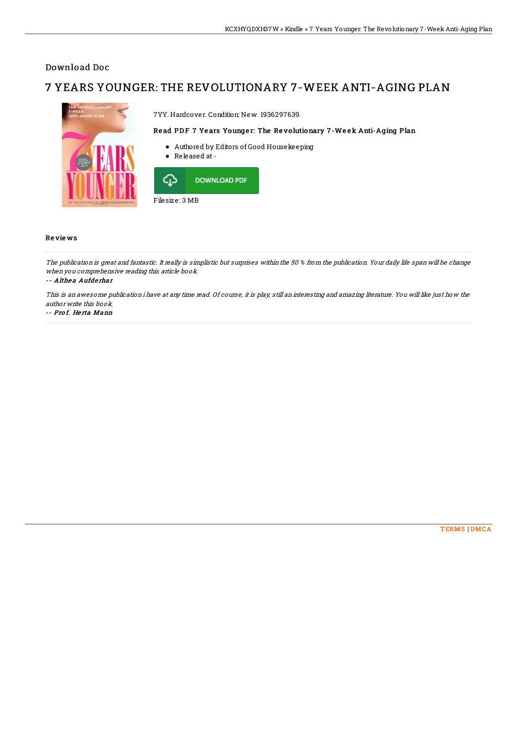Download Doc

# 7 YEARS YOUNGER: THE REVOLUTIONARY 7-WEEK ANTI-AGING PLAN

7YY. Hardcover. Condition: New. 1936297639.

### Read PDF 7 Years Younger: The Revolutionary 7-Week Anti-Aging Plan

- Authored by Editors of Good Housekeeping
- Released at -

DOWNLOAD PDF

Filesize: 3 MB

## Reviews

*The publication is great and fantastic. It really is simplistic but surprises within the 50 % from the publication. Your daily life span will be change when you comprehensive reading this article book.*

-- ***Althea Aufderhar***

*This is an awesome publication i have at any time read. Of course, it is play, still an interesting and amazing literature. You will like just how the author write this book.*

-- ***Prof. Herta Mann***

TERMS | DMCA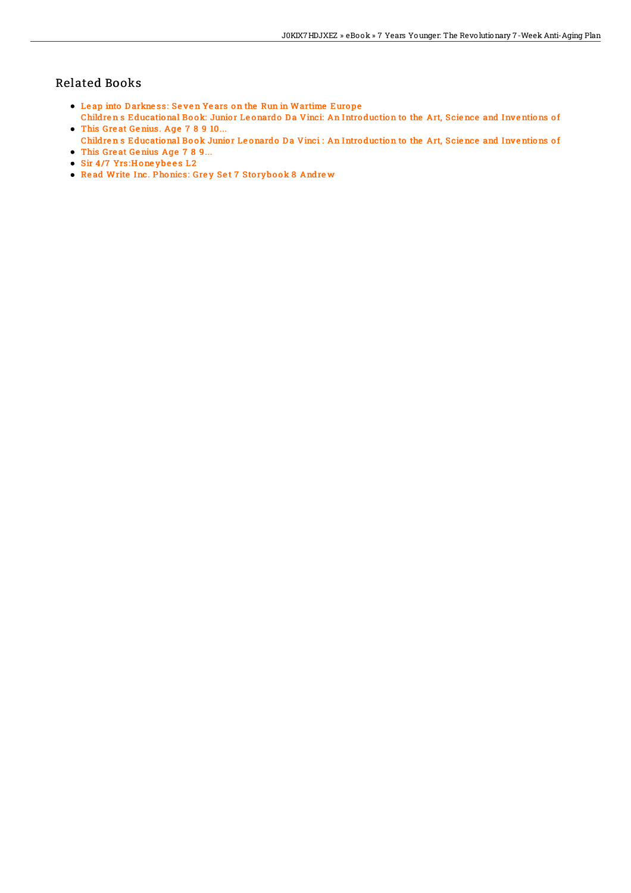## Related Books

- Leap into Darkness: Seven Years on the Run in Wartime Europe
- Children s Educational Book: Junior Leonardo Da Vinci: An Introduction to the Art, Science and Inventions of This Great Genius. Age 7 8 9 10...
- Children s Educational Book Junior Leonardo Da Vinci : An Introduction to the Art, Science and Inventions of This Great Genius Age 7 8 9...
- Sir 4/7 Yrs:Honeybees L2
- Read Write Inc. Phonics: Grey Set 7 Storybook 8 Andrew